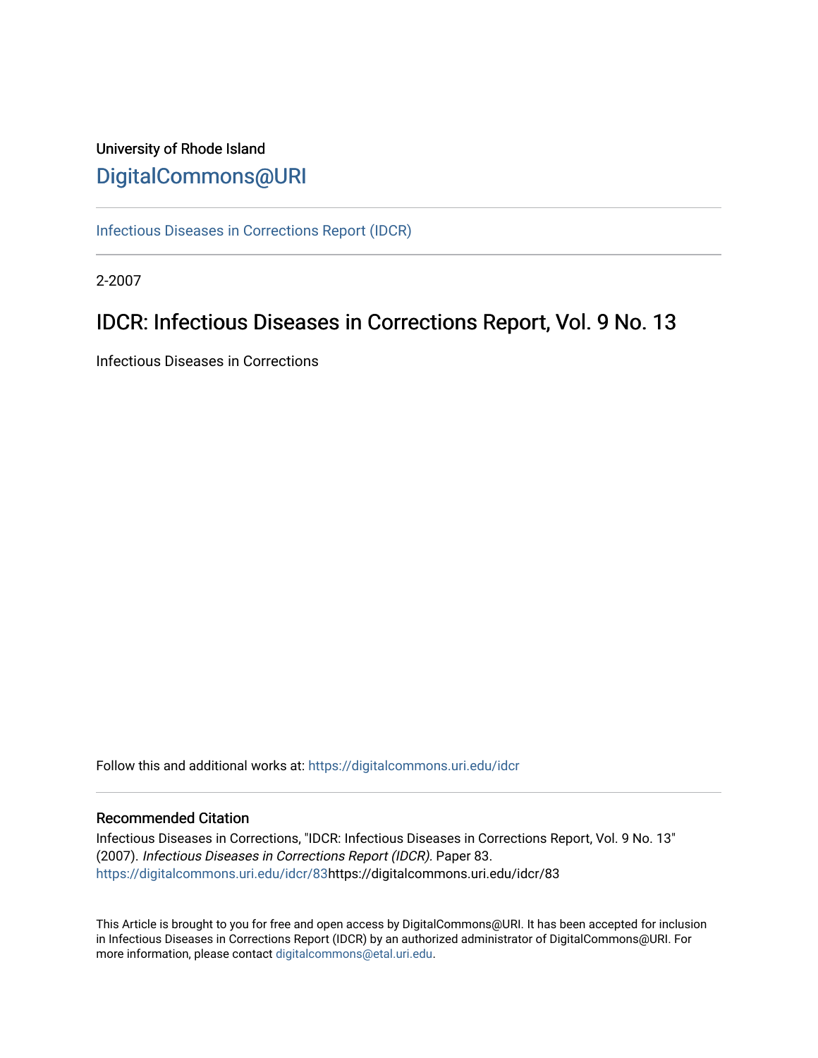University of Rhode Island

DigitalCommons@URI

Infectious Diseases in Corrections Report (IDCR)

2-2007

# IDCR: Infectious Diseases in Corrections Report, Vol. 9 No. 13

Infectious Diseases in Corrections

Follow this and additional works at: https://digitalcommons.uri.edu/idcr

## Recommended Citation

Infectious Diseases in Corrections, "IDCR: Infectious Diseases in Corrections Report, Vol. 9 No. 13" (2007). *Infectious Diseases in Corrections Report (IDCR).* Paper 83. https://digitalcommons.uri.edu/idcr/83https://digitalcommons.uri.edu/idcr/83

This Article is brought to you for free and open access by DigitalCommons@URI. It has been accepted for inclusion in Infectious Diseases in Corrections Report (IDCR) by an authorized administrator of DigitalCommons@URI. For more information, please contact digitalcommons@etal.uri.edu.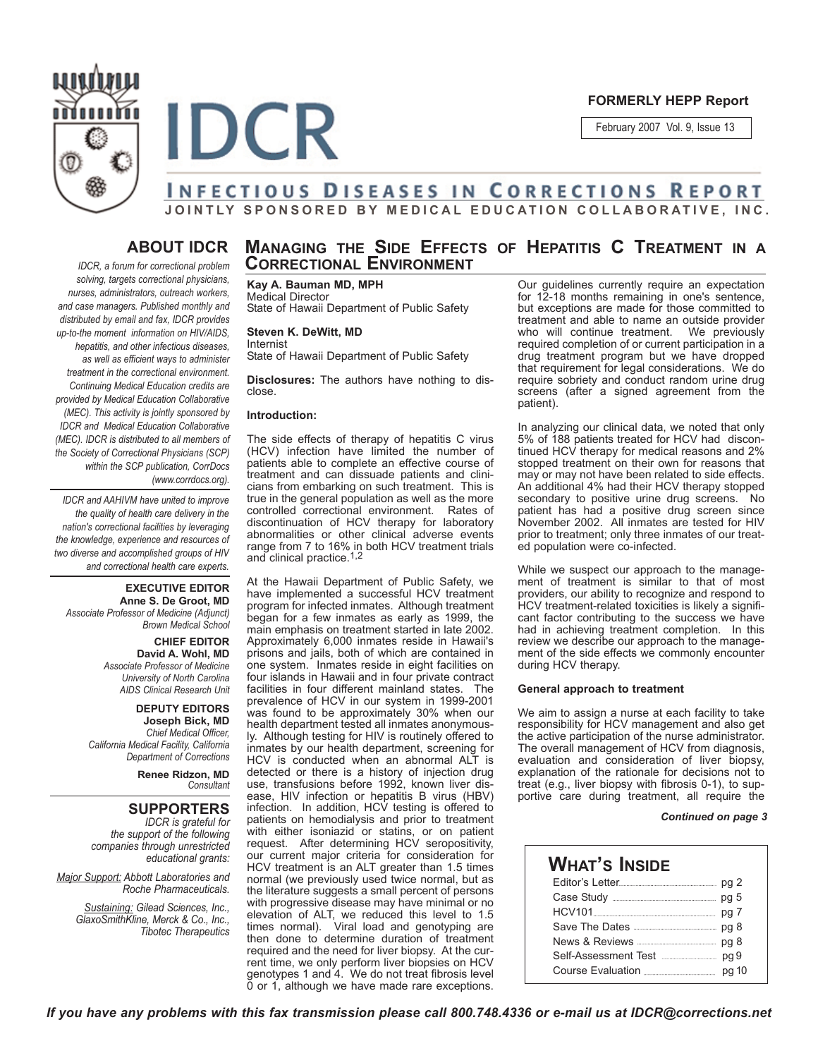**FORMERLY HEPP Report**

February 2007 Vol. 9, Issue 13

# IDCR

## INFECTIOUS DISEASES IN CORRECTIONS REPORT

**JOINTLY SPONSORED BY MEDICAL EDUCATION COLLABORATIVE, INC.**

## ABOUT IDCR

*IDCR, a forum for correctional problem solving, targets correctional physicians, nurses, administrators, outreach workers, and case managers. Published monthly and distributed by email and fax, IDCR provides up-to-the moment information on HIV/AIDS, hepatitis, and other infectious diseases, as well as efficient ways to administer treatment in the correctional environment. Continuing Medical Education credits are provided by Medical Education Collaborative (MEC). This activity is jointly sponsored by IDCR and Medical Education Collaborative (MEC). IDCR is distributed to all members of the Society of Correctional Physicians (SCP) within the SCP publication, CorrDocs (www.corrdocs.org).*

*IDCR and AAHIVM have united to improve the quality of health care delivery in the nation's correctional facilities by leveraging the knowledge, experience and resources of two diverse and accomplished groups of HIV and correctional health care experts.*

**EXECUTIVE EDITOR**
**Anne S. De Groot, MD**
*Associate Professor of Medicine (Adjunct)*
*Brown Medical School*

**CHIEF EDITOR**
**David A. Wohl, MD**
*Associate Professor of Medicine*
*University of North Carolina*
*AIDS Clinical Research Unit*

**DEPUTY EDITORS**
**Joseph Bick, MD**
*Chief Medical Officer,*
*California Medical Facility, California Department of Corrections*

**Renee Ridzon, MD**
*Consultant*

## SUPPORTERS

*IDCR is grateful for the support of the following companies through unrestricted educational grants:*

*Major Support: Abbott Laboratories and Roche Pharmaceuticals.*

*Sustaining: Gilead Sciences, Inc., GlaxoSmithKline, Merck & Co., Inc., Tibotec Therapeutics*

# MANAGING THE SIDE EFFECTS OF HEPATITIS C TREATMENT IN A CORRECTIONAL ENVIRONMENT

**Kay A. Bauman MD, MPH**
Medical Director
State of Hawaii Department of Public Safety

**Steven K. DeWitt, MD**
Internist
State of Hawaii Department of Public Safety

**Disclosures:** The authors have nothing to disclose.

**Introduction:**

The side effects of therapy of hepatitis C virus (HCV) infection have limited the number of patients able to complete an effective course of treatment and can dissuade patients and clinicians from embarking on such treatment. This is true in the general population as well as the more controlled correctional environment. Rates of discontinuation of HCV therapy for laboratory abnormalities or other clinical adverse events range from 7 to 16% in both HCV treatment trials and clinical practice.[1,2]

At the Hawaii Department of Public Safety, we have implemented a successful HCV treatment program for infected inmates. Although treatment began for a few inmates as early as 1999, the main emphasis on treatment started in late 2002. Approximately 6,000 inmates reside in Hawaii's prisons and jails, both of which are contained in one system. Inmates reside in eight facilities on four islands in Hawaii and in four private contract facilities in four different mainland states. The prevalence of HCV in our system in 1999-2001 was found to be approximately 30% when our health department tested all inmates anonymously. Although testing for HIV is routinely offered to inmates by our health department, screening for HCV is conducted when an abnormal ALT is detected or there is a history of injection drug use, transfusions before 1992, known liver disease, HIV infection or hepatitis B virus (HBV) infection. In addition, HCV testing is offered to patients on hemodialysis and prior to treatment with either isoniazid or statins, or on patient request. After determining HCV seropositivity, our current major criteria for consideration for HCV treatment is an ALT greater than 1.5 times normal (we previously used twice normal, but as the literature suggests a small percent of persons with progressive disease may have minimal or no elevation of ALT, we reduced this level to 1.5 times normal). Viral load and genotyping are then done to determine duration of treatment required and the need for liver biopsy. At the current time, we only perform liver biopsies on HCV genotypes 1 and 4. We do not treat fibrosis level 0 or 1, although we have made rare exceptions.

Our guidelines currently require an expectation for 12-18 months remaining in one's sentence, but exceptions are made for those committed to treatment and able to name an outside provider who will continue treatment. We previously required completion of or current participation in a drug treatment program but we have dropped that requirement for legal considerations. We do require sobriety and conduct random urine drug screens (after a signed agreement from the patient).

In analyzing our clinical data, we noted that only 5% of 188 patients treated for HCV had discontinued HCV therapy for medical reasons and 2% stopped treatment on their own for reasons that may or may not have been related to side effects. An additional 4% had their HCV therapy stopped secondary to positive urine drug screens. No patient has had a positive drug screen since November 2002. All inmates are tested for HIV prior to treatment; only three inmates of our treated population were co-infected.

While we suspect our approach to the management of treatment is similar to that of most providers, our ability to recognize and respond to HCV treatment-related toxicities is likely a significant factor contributing to the success we have had in achieving treatment completion. In this review we describe our approach to the management of the side effects we commonly encounter during HCV therapy.

**General approach to treatment**

We aim to assign a nurse at each facility to take responsibility for HCV management and also get the active participation of the nurse administrator. The overall management of HCV from diagnosis, evaluation and consideration of liver biopsy, explanation of the rationale for decisions not to treat (e.g., liver biopsy with fibrosis 0-1), to supportive care during treatment, all require the

***Continued on page 3***

## WHAT'S INSIDE

| | |
|---|---|
| Editor's Letter | pg 2 |
| Case Study | pg 5 |
| HCV101 | pg 7 |
| Save The Dates | pg 8 |
| News & Reviews | pg 8 |
| Self-Assessment Test | pg 9 |
| Course Evaluation | pg 10 |

*If you have any problems with this fax transmission please call 800.748.4336 or e-mail us at IDCR@corrections.net*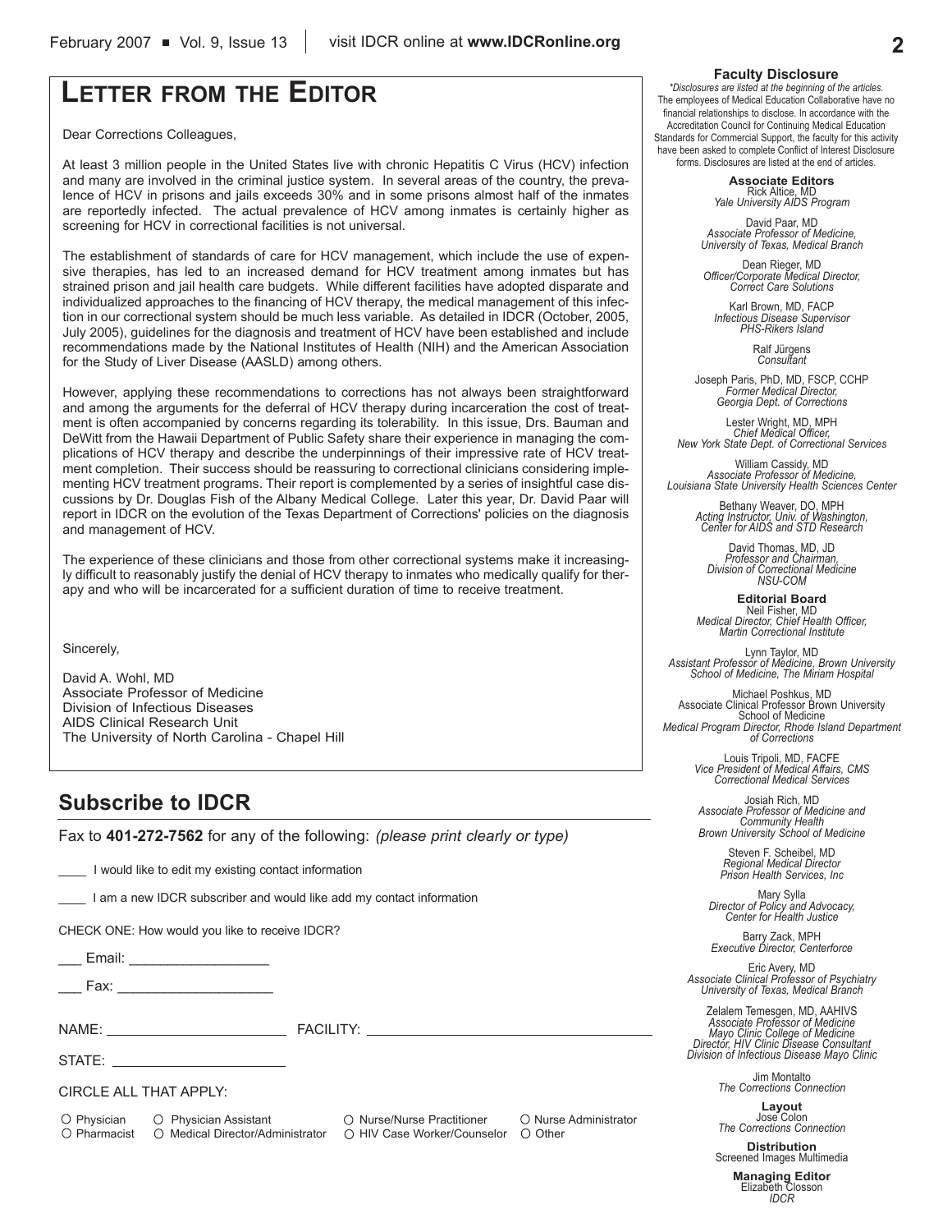# LETTER FROM THE EDITOR

Dear Corrections Colleagues,

At least 3 million people in the United States live with chronic Hepatitis C Virus (HCV) infection and many are involved in the criminal justice system. In several areas of the country, the prevalence of HCV in prisons and jails exceeds 30% and in some prisons almost half of the inmates are reportedly infected. The actual prevalence of HCV among inmates is certainly higher as screening for HCV in correctional facilities is not universal.

The establishment of standards of care for HCV management, which include the use of expensive therapies, has led to an increased demand for HCV treatment among inmates but has strained prison and jail health care budgets. While different facilities have adopted disparate and individualized approaches to the financing of HCV therapy, the medical management of this infection in our correctional system should be much less variable. As detailed in IDCR (October, 2005, July 2005), guidelines for the diagnosis and treatment of HCV have been established and include recommendations made by the National Institutes of Health (NIH) and the American Association for the Study of Liver Disease (AASLD) among others.

However, applying these recommendations to corrections has not always been straightforward and among the arguments for the deferral of HCV therapy during incarceration the cost of treatment is often accompanied by concerns regarding its tolerability. In this issue, Drs. Bauman and DeWitt from the Hawaii Department of Public Safety share their experience in managing the complications of HCV therapy and describe the underpinnings of their impressive rate of HCV treatment completion. Their success should be reassuring to correctional clinicians considering implementing HCV treatment programs. Their report is complemented by a series of insightful case discussions by Dr. Douglas Fish of the Albany Medical College. Later this year, Dr. David Paar will report in IDCR on the evolution of the Texas Department of Corrections' policies on the diagnosis and management of HCV.

The experience of these clinicians and those from other correctional systems make it increasingly difficult to reasonably justify the denial of HCV therapy to inmates who medically qualify for therapy and who will be incarcerated for a sufficient duration of time to receive treatment.

Sincerely,

David A. Wohl, MD
Associate Professor of Medicine
Division of Infectious Diseases
AIDS Clinical Research Unit
The University of North Carolina - Chapel Hill

## Subscribe to IDCR

Fax to **401-272-7562** for any of the following: *(please print clearly or type)*

____ I would like to edit my existing contact information

____ I am a new IDCR subscriber and would like add my contact information

CHECK ONE: How would you like to receive IDCR?

___ Email: ________________

___ Fax: __________________

NAME: ____________________ FACILITY: ________________________________

STATE: ____________________

CIRCLE ALL THAT APPLY:

○ Physician ○ Physician Assistant ○ Nurse/Nurse Practitioner ○ Nurse Administrator
○ Pharmacist ○ Medical Director/Administrator ○ HIV Case Worker/Counselor ○ Other

**Faculty Disclosure**

*\*Disclosures are listed at the beginning of the articles.*
The employees of Medical Education Collaborative have no financial relationships to disclose. In accordance with the Accreditation Council for Continuing Medical Education Standards for Commercial Support, the faculty for this activity have been asked to complete Conflict of Interest Disclosure forms. Disclosures are listed at the end of articles.

**Associate Editors**

Rick Altice, MD
*Yale University AIDS Program*

David Paar, MD
*Associate Professor of Medicine, University of Texas, Medical Branch*

Dean Rieger, MD
*Officer/Corporate Medical Director, Correct Care Solutions*

Karl Brown, MD, FACP
*Infectious Disease Supervisor PHS-Rikers Island*

Ralf Jürgens
*Consultant*

Joseph Paris, PhD, MD, FSCP, CCHP
*Former Medical Director, Georgia Dept. of Corrections*

Lester Wright, MD, MPH
*Chief Medical Officer, New York State Dept. of Correctional Services*

William Cassidy, MD
*Associate Professor of Medicine, Louisiana State University Health Sciences Center*

Bethany Weaver, DO, MPH
*Acting Instructor, Univ. of Washington, Center for AIDS and STD Research*

David Thomas, MD, JD
*Professor and Chairman, Division of Correctional Medicine NSU-COM*

**Editorial Board**

Neil Fisher, MD
*Medical Director, Chief Health Officer, Martin Correctional Institute*

Lynn Taylor, MD
*Assistant Professor of Medicine, Brown University School of Medicine, The Miriam Hospital*

Michael Poshkus, MD
Associate Clinical Professor Brown University School of Medicine
*Medical Program Director, Rhode Island Department of Corrections*

Louis Tripoli, MD, FACFE
*Vice President of Medical Affairs, CMS Correctional Medical Services*

Josiah Rich, MD
*Associate Professor of Medicine and Community Health Brown University School of Medicine*

Steven F. Scheibel, MD
*Regional Medical Director Prison Health Services, Inc*

Mary Sylla
*Director of Policy and Advocacy, Center for Health Justice*

Barry Zack, MPH
*Executive Director, Centerforce*

Eric Avery, MD
*Associate Clinical Professor of Psychiatry University of Texas, Medical Branch*

Zelalem Temesgen, MD, AAHIVS
*Associate Professor of Medicine Mayo Clinic College of Medicine Director, HIV Clinic Disease Consultant Division of Infectious Disease Mayo Clinic*

Jim Montalto
*The Corrections Connection*

**Layout**

Jose Colon
*The Corrections Connection*

**Distribution**

Screened Images Multimedia

**Managing Editor**

Elizabeth Closson
*IDCR*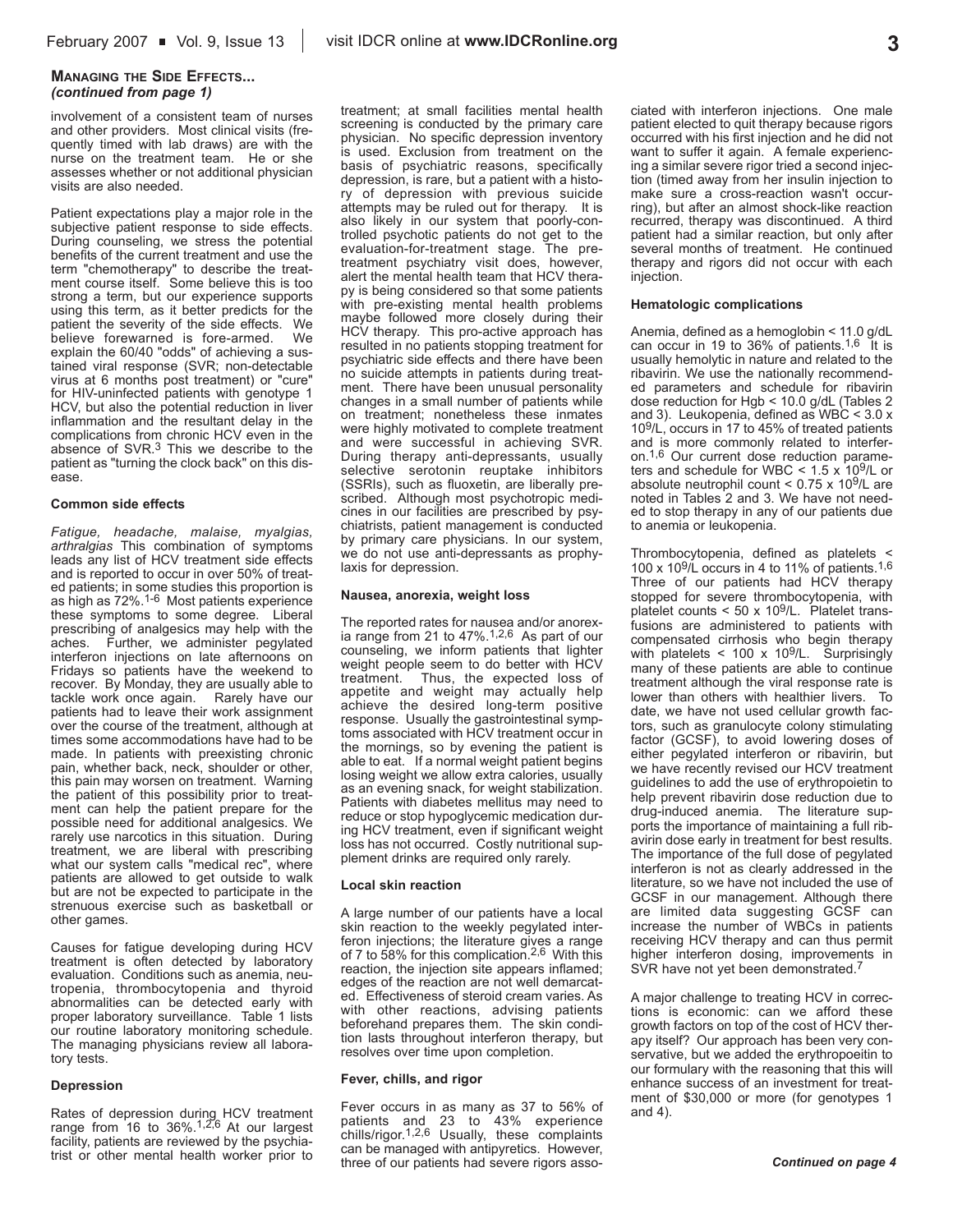### Managing the Side Effects... *(continued from page 1)*

involvement of a consistent team of nurses and other providers. Most clinical visits (frequently timed with lab draws) are with the nurse on the treatment team. He or she assesses whether or not additional physician visits are also needed.

Patient expectations play a major role in the subjective patient response to side effects. During counseling, we stress the potential benefits of the current treatment and use the term "chemotherapy" to describe the treatment course itself. Some believe this is too strong a term, but our experience supports using this term, as it better predicts for the patient the severity of the side effects. We believe forewarned is fore-armed. We explain the 60/40 "odds" of achieving a sustained viral response (SVR; non-detectable virus at 6 months post treatment) or "cure" for HIV-uninfected patients with genotype 1 HCV, but also the potential reduction in liver inflammation and the resultant delay in the complications from chronic HCV even in the absence of SVR.[3] This we describe to the patient as "turning the clock back" on this disease.

#### Common side effects

*Fatigue, headache, malaise, myalgias, arthralgias* This combination of symptoms leads any list of HCV treatment side effects and is reported to occur in over 50% of treated patients; in some studies this proportion is as high as 72%.[1-6] Most patients experience these symptoms to some degree. Liberal prescribing of analgesics may help with the aches. Further, we administer pegylated interferon injections on late afternoons on Fridays so patients have the weekend to recover. By Monday, they are usually able to tackle work once again. Rarely have our patients had to leave their work assignment over the course of the treatment, although at times some accommodations have had to be made. In patients with preexisting chronic pain, whether back, neck, shoulder or other, this pain may worsen on treatment. Warning the patient of this possibility prior to treatment can help the patient prepare for the possible need for additional analgesics. We rarely use narcotics in this situation. During treatment, we are liberal with prescribing what our system calls "medical rec", where patients are allowed to get outside to walk but are not be expected to participate in the strenuous exercise such as basketball or other games.

Causes for fatigue developing during HCV treatment is often detected by laboratory evaluation. Conditions such as anemia, neutropenia, thrombocytopenia and thyroid abnormalities can be detected early with proper laboratory surveillance. Table 1 lists our routine laboratory monitoring schedule. The managing physicians review all laboratory tests.

#### Depression

Rates of depression during HCV treatment range from 16 to 36%.[1,2,6] At our largest facility, patients are reviewed by the psychiatrist or other mental health worker prior to treatment; at small facilities mental health screening is conducted by the primary care physician. No specific depression inventory is used. Exclusion from treatment on the basis of psychiatric reasons, specifically depression, is rare, but a patient with a history of depression with previous suicide attempts may be ruled out for therapy. It is also likely in our system that poorly-controlled psychotic patients do not get to the evaluation-for-treatment stage. The pre-treatment psychiatry visit does, however, alert the mental health team that HCV therapy is being considered so that some patients with pre-existing mental health problems maybe followed more closely during their HCV therapy. This pro-active approach has resulted in no patients stopping treatment for psychiatric side effects and there have been no suicide attempts in patients during treatment. There have been unusual personality changes in a small number of patients while on treatment; nonetheless these inmates were highly motivated to complete treatment and were successful in achieving SVR. During therapy anti-depressants, usually selective serotonin reuptake inhibitors (SSRIs), such as fluoxetin, are liberally prescribed. Although most psychotropic medicines in our facilities are prescribed by psychiatrists, patient management is conducted by primary care physicians. In our system, we do not use anti-depressants as prophylaxis for depression.

#### Nausea, anorexia, weight loss

The reported rates for nausea and/or anorexia range from 21 to 47%.[1,2,6] As part of our counseling, we inform patients that lighter weight people seem to do better with HCV treatment. Thus, the expected loss of appetite and weight may actually help achieve the desired long-term positive response. Usually the gastrointestinal symptoms associated with HCV treatment occur in the mornings, so by evening the patient is able to eat. If a normal weight patient begins losing weight we allow extra calories, usually as an evening snack, for weight stabilization. Patients with diabetes mellitus may need to reduce or stop hypoglycemic medication during HCV treatment, even if significant weight loss has not occurred. Costly nutritional supplement drinks are required only rarely.

#### Local skin reaction

A large number of our patients have a local skin reaction to the weekly pegylated interferon injections; the literature gives a range of 7 to 58% for this complication.[2,6] With this reaction, the injection site appears inflamed; edges of the reaction are not well demarcated. Effectiveness of steroid cream varies. As with other reactions, advising patients beforehand prepares them. The skin condition lasts throughout interferon therapy, but resolves over time upon completion.

#### Fever, chills, and rigor

Fever occurs in as many as 37 to 56% of patients and 23 to 43% experience chills/rigor.[1,2,6] Usually, these complaints can be managed with antipyretics. However, three of our patients had severe rigors associated with interferon injections. One male patient elected to quit therapy because rigors occurred with his first injection and he did not want to suffer it again. A female experiencing a similar severe rigor tried a second injection (timed away from her insulin injection to make sure a cross-reaction wasn't occurring), but after an almost shock-like reaction recurred, therapy was discontinued. A third patient had a similar reaction, but only after several months of treatment. He continued therapy and rigors did not occur with each injection.

#### Hematologic complications

Anemia, defined as a hemoglobin < 11.0 g/dL can occur in 19 to 36% of patients.[1,6] It is usually hemolytic in nature and related to the ribavirin. We use the nationally recommended parameters and schedule for ribavirin dose reduction for Hgb < 10.0 g/dL (Tables 2 and 3). Leukopenia, defined as WBC < $3.0 \times 10^9$/L, occurs in 17 to 45% of treated patients and is more commonly related to interferon.[1,6] Our current dose reduction parameters and schedule for WBC < $1.5 \times 10^9$/L or absolute neutrophil count < $0.75 \times 10^9$/L are noted in Tables 2 and 3. We have not needed to stop therapy in any of our patients due to anemia or leukopenia.

Thrombocytopenia, defined as platelets < $100 \times 10^9$/L occurs in 4 to 11% of patients.[1,6] Three of our patients had HCV therapy stopped for severe thrombocytopenia, with platelet counts < $50 \times 10^9$/L. Platelet transfusions are administered to patients with compensated cirrhosis who begin therapy with platelets < $100 \times 10^9$/L. Surprisingly many of these patients are able to continue treatment although the viral response rate is lower than others with healthier livers. To date, we have not used cellular growth factors, such as granulocyte colony stimulating factor (GCSF), to avoid lowering doses of either pegylated interferon or ribavirin, but we have recently revised our HCV treatment guidelines to add the use of erythropoietin to help prevent ribavirin dose reduction due to drug-induced anemia. The literature supports the importance of maintaining a full ribavirin dose early in treatment for best results. The importance of the full dose of pegylated interferon is not as clearly addressed in the literature, so we have not included the use of GCSF in our management. Although there are limited data suggesting GCSF can increase the number of WBCs in patients receiving HCV therapy and can thus permit higher interferon dosing, improvements in SVR have not yet been demonstrated.[7]

A major challenge to treating HCV in corrections is economic: can we afford these growth factors on top of the cost of HCV therapy itself? Our approach has been very conservative, but we added the erythropoeitin to our formulary with the reasoning that this will enhance success of an investment for treatment of $30,000 or more (for genotypes 1 and 4).

*Continued on page 4*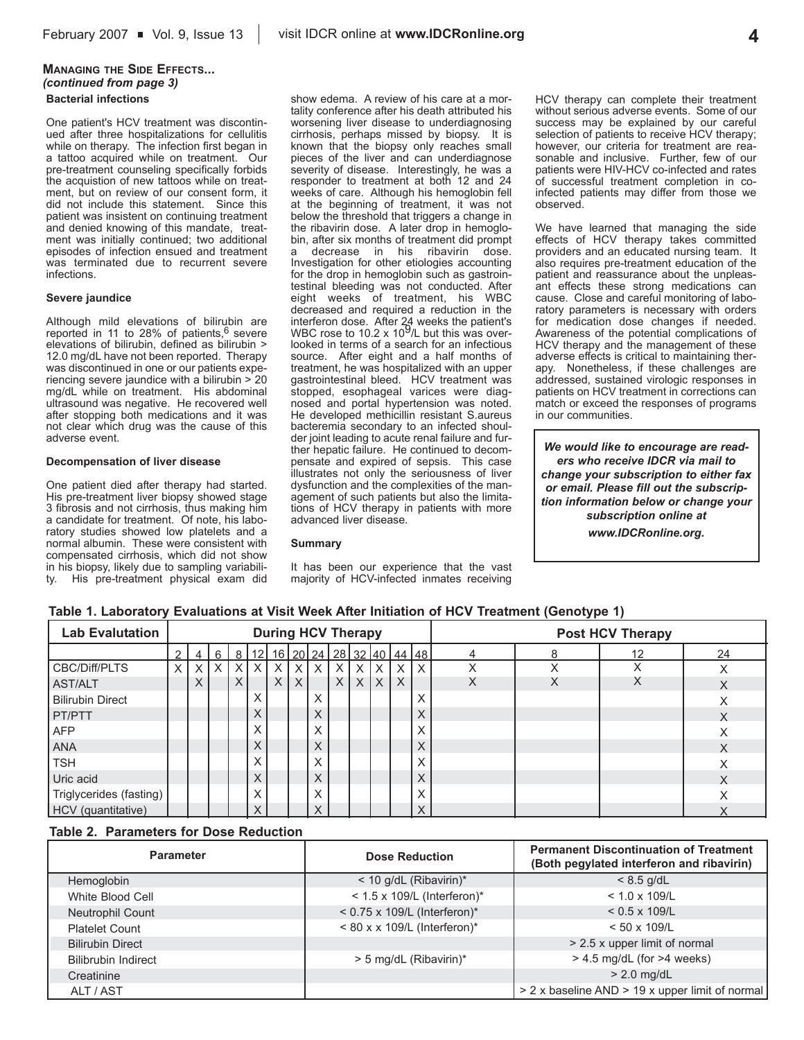## MANAGING THE SIDE EFFECTS... *(continued from page 3)*

### Bacterial infections

One patient's HCV treatment was discontinued after three hospitalizations for cellulitis while on therapy. The infection first began in a tattoo acquired while on treatment. Our pre-treatment counseling specifically forbids the acquistion of new tattoos while on treatment, but on review of our consent form, it did not include this statement. Since this patient was insistent on continuing treatment and denied knowing of this mandate, treatment was initially continued; two additional episodes of infection ensued and treatment was terminated due to recurrent severe infections.

### Severe jaundice

Although mild elevations of bilirubin are reported in 11 to 28% of patients,[6] severe elevations of bilirubin, defined as bilirubin > 12.0 mg/dL have not been reported. Therapy was discontinued in one or our patients experiencing severe jaundice with a bilirubin > 20 mg/dL while on treatment. His abdominal ultrasound was negative. He recovered well after stopping both medications and it was not clear which drug was the cause of this adverse event.

### Decompensation of liver disease

One patient died after therapy had started. His pre-treatment liver biopsy showed stage 3 fibrosis and not cirrhosis, thus making him a candidate for treatment. Of note, his laboratory studies showed low platelets and a normal albumin. These were consistent with compensated cirrhosis, which did not show in his biopsy, likely due to sampling variability. His pre-treatment physical exam did show edema. A review of his care at a mortality conference after his death attributed his worsening liver disease to underdiagnosing cirrhosis, perhaps missed by biopsy. It is known that the biopsy only reaches small pieces of the liver and can underdiagnose severity of disease. Interestingly, he was a responder to treatment at both 12 and 24 weeks of care. Although his hemoglobin fell at the beginning of treatment, it was not below the threshold that triggers a change in the ribavirin dose. A later drop in hemoglobin, after six months of treatment did prompt a decrease in his ribavirin dose. Investigation for other etiologies accounting for the drop in hemoglobin such as gastrointestinal bleeding was not conducted. After eight weeks of treatment, his WBC decreased and required a reduction in the interferon dose. After 24 weeks the patient's WBC rose to 10.2 x $10^9$/L but this was overlooked in terms of a search for an infectious source. After eight and a half months of treatment, he was hospitalized with an upper gastrointestinal bleed. HCV treatment was stopped, esophageal varices were diagnosed and portal hypertension was noted. He developed methicillin resistant S.aureus bacteremia secondary to an infected shoulder joint leading to acute renal failure and further hepatic failure. He continued to decompensate and expired of sepsis. This case illustrates not only the seriousness of liver dysfunction and the complexities of the management of such patients but also the limitations of HCV therapy in patients with more advanced liver disease.

### Summary

It has been our experience that the vast majority of HCV-infected inmates receiving HCV therapy can complete their treatment without serious adverse events. Some of our success may be explained by our careful selection of patients to receive HCV therapy; however, our criteria for treatment are reasonable and inclusive. Further, few of our patients were HIV-HCV co-infected and rates of successful treatment completion in co-infected patients may differ from those we observed.

We have learned that managing the side effects of HCV therapy takes committed providers and an educated nursing team. It also requires pre-treatment education of the patient and reassurance about the unpleasant effects these strong medications can cause. Close and careful monitoring of laboratory parameters is necessary with orders for medication dose changes if needed. Awareness of the potential complications of HCV therapy and the management of these adverse effects is critical to maintaining therapy. Nonetheless, if these challenges are addressed, sustained virologic responses in patients on HCV treatment in corrections can match or exceed the responses of programs in our communities.

***We would like to encourage are readers who receive IDCR via mail to change your subscription to either fax or email. Please fill out the subscription information below or change your subscription online at www.IDCRonline.org.***

**Table 1. Laboratory Evaluations at Visit Week After Initiation of HCV Treatment (Genotype 1)**

| Lab Evalutation | During HCV Therapy | | | | | | | | | | | | | Post HCV Therapy | | | |
|---|---|---|---|---|---|---|---|---|---|---|---|---|---|---|---|---|---|
| | 2 | 4 | 6 | 8 | 12 | 16 | 20 | 24 | 28 | 32 | 40 | 44 | 48 | 4 | 8 | 12 | 24 |
| CBC/Diff/PLTS | X | X | X | X | X | X | X | X | X | X | X | X | X | X | X | X | X |
| AST/ALT | | X | | X | | X | X | | X | X | X | X | | X | X | X | X |
| Bilirubin Direct | | | | | X | | | X | | | | | X | | | | X |
| PT/PTT | | | | | X | | | X | | | | | X | | | | X |
| AFP | | | | | X | | | X | | | | | X | | | | X |
| ANA | | | | | X | | | X | | | | | X | | | | X |
| TSH | | | | | X | | | X | | | | | X | | | | X |
| Uric acid | | | | | X | | | X | | | | | X | | | | X |
| Triglycerides (fasting) | | | | | X | | | X | | | | | X | | | | X |
| HCV (quantitative) | | | | | X | | | X | | | | | X | | | | X |

**Table 2. Parameters for Dose Reduction**

| Parameter | Dose Reduction | Permanent Discontinuation of Treatment (Both pegylated interferon and ribavirin) |
|---|---|---|
| Hemoglobin | < 10 g/dL (Ribavirin)* | < 8.5 g/dL |
| White Blood Cell | < 1.5 x 109/L (Interferon)* | < 1.0 x 109/L |
| Neutrophil Count | < 0.75 x 109/L (Interferon)* | < 0.5 x 109/L |
| Platelet Count | < 80 x x 109/L (Interferon)* | < 50 x 109/L |
| Bilirubin Direct | | > 2.5 x upper limit of normal |
| Bilibrubin Indirect | > 5 mg/dL (Ribavirin)* | > 4.5 mg/dL (for >4 weeks) |
| Creatinine | | > 2.0 mg/dL |
| ALT / AST | | > 2 x baseline AND > 19 x upper limit of normal |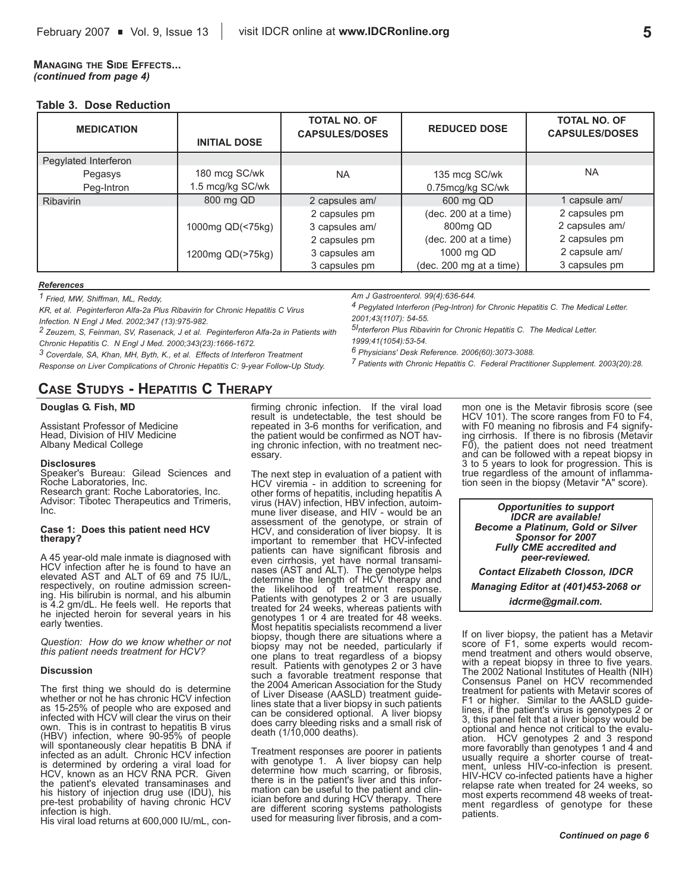**Managing the Side Effects...**
*(continued from page 4)*

**Table 3. Dose Reduction**

| MEDICATION | INITIAL DOSE | TOTAL NO. OF CAPSULES/DOSES | REDUCED DOSE | TOTAL NO. OF CAPSULES/DOSES |
|---|---|---|---|---|
| Pegylated Interferon | | | | |
| Pegasys | 180 mcg SC/wk | NA | 135 mcg SC/wk | NA |
| Peg-Intron | 1.5 mcg/kg SC/wk | | 0.75mcg/kg SC/wk | |
| Ribavirin | 800 mg QD | 2 capsules am/ 2 capsules pm | 600 mg QD (dec. 200 at a time) | 1 capsule am/ 2 capsules pm |
| | 1000mg QD(<75kg) | 3 capsules am/ 2 capsules pm | 800mg QD (dec. 200 at a time) | 2 capsules am/ 2 capsules pm |
| | 1200mg QD(>75kg) | 3 capsules am 3 capsules pm | 1000 mg QD (dec. 200 mg at a time) | 2 capsule am/ 3 capsules pm |

***References***

1 *Fried, MW, Shiffman, ML, Reddy, KR, et al. Peginterferon Alfa-2a Plus Ribavirin for Chronic Hepatitis C Virus Infection. N Engl J Med. 2002;347 (13):975-982.*

2 *Zeuzem, S, Feinman, SV, Rasenack, J et al. Peginterferon Alfa-2a in Patients with Chronic Hepatitis C. N Engl J Med. 2000;343(23):1666-1672.*

3 *Coverdale, SA, Khan, MH, Byth, K., et al. Effects of Interferon Treatment Response on Liver Complications of Chronic Hepatitis C: 9-year Follow-Up Study. Am J Gastroenterol. 99(4):636-644.*

4 *Pegylated Interferon (Peg-Intron) for Chronic Hepatitis C. The Medical Letter. 2001;43(1107): 54-55.*

5 *Interferon Plus Ribavirin for Chronic Hepatitis C. The Medical Letter. 1999;41(1054):53-54.*

6 *Physicians' Desk Reference. 2006(60):3073-3088.*

7 *Patients with Chronic Hepatitis C. Federal Practitioner Supplement. 2003(20):28.*

## Case Studys - Hepatitis C Therapy

**Douglas G. Fish, MD**

Assistant Professor of Medicine
Head, Division of HIV Medicine
Albany Medical College

**Disclosures**
Speaker's Bureau: Gilead Sciences and Roche Laboratories, Inc.
Research grant: Roche Laboratories, Inc.
Advisor: Tibotec Therapeutics and Trimeris, Inc.

**Case 1: Does this patient need HCV therapy?**

A 45 year-old male inmate is diagnosed with HCV infection after he is found to have an elevated AST and ALT of 69 and 75 IU/L, respectively, on routine admission screening. His bilirubin is normal, and his albumin is 4.2 gm/dL. He feels well. He reports that he injected heroin for several years in his early twenties.

*Question: How do we know whether or not this patient needs treatment for HCV?*

**Discussion**

The first thing we should do is determine whether or not he has chronic HCV infection as 15-25% of people who are exposed and infected with HCV will clear the virus on their own. This is in contrast to hepatitis B virus (HBV) infection, where 90-95% of people will spontaneously clear hepatitis B DNA if infected as an adult. Chronic HCV infection is determined by ordering a viral load for HCV, known as an HCV RNA PCR. Given the patient's elevated transaminases and his history of injection drug use (IDU), his pre-test probability of having chronic HCV infection is high.

His viral load returns at 600,000 IU/mL, confirming chronic infection. If the viral load result is undetectable, the test should be repeated in 3-6 months for verification, and the patient would be confirmed as NOT having chronic infection, with no treatment necessary.

The next step in evaluation of a patient with HCV viremia - in addition to screening for other forms of hepatitis, including hepatitis A virus (HAV) infection, HBV infection, autoimmune liver disease, and HIV - would be an assessment of the genotype, or strain of HCV, and consideration of liver biopsy. It is important to remember that HCV-infected patients can have significant fibrosis and even cirrhosis, yet have normal transaminases (AST and ALT). The genotype helps determine the length of HCV therapy and the likelihood of treatment response. Patients with genotypes 2 or 3 are usually treated for 24 weeks, whereas patients with genotypes 1 or 4 are treated for 48 weeks. Most hepatitis specialists recommend a liver biopsy, though there are situations where a biopsy may not be needed, particularly if one plans to treat regardless of a biopsy result. Patients with genotypes 2 or 3 have such a favorable treatment response that the 2004 American Association for the Study of Liver Disease (AASLD) treatment guidelines state that a liver biopsy in such patients can be considered optional. A liver biopsy does carry bleeding risks and a small risk of death (1/10,000 deaths).

Treatment responses are poorer in patients with genotype 1. A liver biopsy can help determine how much scarring, or fibrosis, there is in the patient's liver and this information can be useful to the patient and clinician before and during HCV therapy. There are different scoring systems pathologists used for measuring liver fibrosis, and a common one is the Metavir fibrosis score (see HCV 101). The score ranges from F0 to F4, with F0 meaning no fibrosis and F4 signifying cirrhosis. If there is no fibrosis (Metavir F0), the patient does not need treatment and can be followed with a repeat biopsy in 3 to 5 years to look for progression. This is true regardless of the amount of inflammation seen in the biopsy (Metavir "A" score).

***Opportunities to support IDCR are available!***
***Become a Platinum, Gold or Silver Sponsor for 2007***
***Fully CME accredited and peer-reviewed.***
***Contact Elizabeth Closson, IDCR Managing Editor at (401)453-2068 or idcrme@gmail.com.***

If on liver biopsy, the patient has a Metavir score of F1, some experts would recommend treatment and others would observe, with a repeat biopsy in three to five years. The 2002 National Institutes of Health (NIH) Consensus Panel on HCV recommended treatment for patients with Metavir scores of F1 or higher. Similar to the AASLD guidelines, if the patient's virus is genotypes 2 or 3, this panel felt that a liver biopsy would be optional and hence not critical to the evaluation. HCV genotypes 2 and 3 respond more favorablly than genotypes 1 and 4 and usually require a shorter course of treatment, unless HIV-co-infection is present. HIV-HCV co-infected patients have a higher relapse rate when treated for 24 weeks, so most experts recommend 48 weeks of treatment regardless of genotype for these patients.

***Continued on page 6***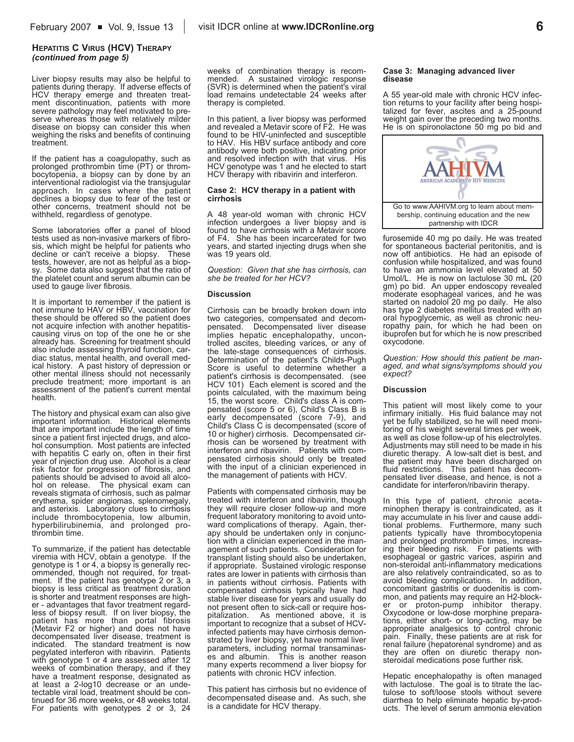### Hepatitis C Virus (HCV) Therapy *(continued from page 5)*

Liver biopsy results may also be helpful to patients during therapy. If adverse effects of HCV therapy emerge and threaten treatment discontinuation, patients with more severe pathology may feel motivated to preserve whereas those with relatively milder disease on biopsy can consider this when weighing the risks and benefits of continuing treatment.

If the patient has a coagulopathy, such as prolonged prothrombin time (PT) or thrombocytopenia, a biopsy can by done by an interventional radiologist via the transjugular approach. In cases where the patient declines a biopsy due to fear of the test or other concerns, treatment should not be withheld, regardless of genotype.

Some laboratories offer a panel of blood tests used as non-invasive markers of fibrosis, which might be helpful for patients who decline or can't receive a biopsy. These tests, however, are not as helpful as a biopsy. Some data also suggest that the ratio of the platelet count and serum albumin can be used to gauge liver fibrosis.

It is important to remember if the patient is not immune to HAV or HBV, vaccination for these should be offered so the patient does not acquire infection with another hepatitis-causing virus on top of the one he or she already has. Screening for treatment should also include assessing thyroid function, cardiac status, mental health, and overall medical history. A past history of depression or other mental illness should not necessarily preclude treatment; more important is an assessment of the patient's current mental health.

The history and physical exam can also give important information. Historical elements that are important include the length of time since a patient first injected drugs, and alcohol consumption. Most patients are infected with hepatitis C early on, often in their first year of injection drug use. Alcohol is a clear risk factor for progression of fibrosis, and patients should be advised to avoid all alcohol on release. The physical exam can reveals stigmata of cirrhosis, such as palmar erythema, spider angiomas, splenomegaly, and asterixis. Laboratory clues to cirrhosis include thrombocytopenia, low albumin, hyperbilirubinemia, and prolonged prothrombin time.

To summarize, if the patient has detectable viremia with HCV, obtain a genotype. If the genotype is 1 or 4, a biopsy is generally recommended, though not required, for treatment. If the patient has genotype 2 or 3, a biopsy is less critical as treatment duration is shorter and treatment responses are higher - advantages that favor treatment regardless of biopsy result. If on liver biopsy, the patient has more than portal fibrosis (Metavir F2 or higher) and does not have decompensated liver disease, treatment is indicated. The standard treatment is now pegylated interferon with ribavirin. Patients with genotype 1 or 4 are assessed after 12 weeks of combination therapy, and if they have a treatment response, designated as at least a 2-log10 decrease or an undetectable viral load, treatment should be continued for 36 more weeks, or 48 weeks total. For patients with genotypes 2 or 3, 24 weeks of combination therapy is recommended. A sustained virologic response (SVR) is determined when the patient's viral load remains undetectable 24 weeks after therapy is completed.

In this patient, a liver biopsy was performed and revealed a Metavir score of F2. He was found to be HIV-uninfected and susceptible to HAV. His HBV surface antibody and core antibody were both positive, indicating prior and resolved infection with that virus. His HCV genotype was 1 and he elected to start HCV therapy with ribavirin and interferon.

#### Case 2: HCV therapy in a patient with cirrhosis

A 48 year-old woman with chronic HCV infection undergoes a liver biopsy and is found to have cirrhosis with a Metavir score of F4. She has been incarcerated for two years, and started injecting drugs when she was 19 years old.

*Question: Given that she has cirrhosis, can she be treated for her HCV?*

#### Discussion

Cirrhosis can be broadly broken down into two categories, compensated and decompensated. Decompensated liver disease implies hepatic encephalopathy, uncontrolled ascites, bleeding varices, or any of the late-stage consequences of cirrhosis. Determination of the patient's Childs-Pugh Score is useful to determine whether a patient's cirrhosis is decompensated. (see HCV 101) Each element is scored and the points calculated, with the maximum being 15, the worst score. Child's class A is compensated (score 5 or 6), Child's Class B is early decompensated (score 7-9), and Child's Class C is decompensated (score of 10 or higher) cirrhosis. Decompensated cirrhosis can be worsened by treatment with interferon and ribavirin. Patients with compensated cirrhosis should only be treated with the input of a clinician experienced in the management of patients with HCV.

Patients with compensated cirrhosis may be treated with interferon and ribavirin, though they will require closer follow-up and more frequent laboratory monitoring to avoid untoward complications of therapy. Again, therapy should be undertaken only in conjunction with a clinician experienced in the management of such patients. Consideration for transplant listing should also be undertaken, if appropriate. Sustained virologic response rates are lower in patients with cirrhosis than in patients without cirrhosis. Patients with compensated cirrhosis typically have had stable liver disease for years and usually do not present often to sick-call or require hospitalization. As mentioned above, it is important to recognize that a subset of HCV-infected patients may have cirrhosis demonstrated by liver biopsy, yet have normal liver parameters, including normal transaminases and albumin. This is another reason many experts recommend a liver biopsy for patients with chronic HCV infection.

This patient has cirrhosis but no evidence of decompensated disease and. As such, she is a candidate for HCV therapy.

#### Case 3: Managing advanced liver disease

A 55 year-old male with chronic HCV infection returns to your facility after being hospitalized for fever, ascites and a 25-pound weight gain over the preceding two months. He is on spironolactone 50 mg po bid and furosemide 40 mg po daily. He was treated for spontaneous bacterial peritonitis, and is now off antibiotics. He had an episode of confusion while hospitalized, and was found to have an ammonia level elevated at 50 Umol/L. He is now on lactulose 30 mL (20 gm) po bid. An upper endoscopy revealed moderate esophageal varices, and he was started on nadolol 20 mg po daily. He also has type 2 diabetes mellitus treated with an oral hypoglycemic, as well as chronic neuropathy pain, for which he had been on ibuprofen but for which he is now prescribed oxycodone.

*Question: How should this patient be managed, and what signs/symptoms should you expect?*

#### Discussion

This patient will most likely come to your infirmary initially. His fluid balance may not yet be fully stabilized, so he will need monitoring of his weight several times per week, as well as close follow-up of his electrolytes. Adjustments may still need to be made in his diuretic therapy. A low-salt diet is best, and the patient may have been discharged on fluid restrictions. This patient has decompensated liver disease, and hence, is not a candidate for interferon/ribavirin therapy.

In this type of patient, chronic acetaminophen therapy is contraindicated, as it may accumulate in his liver and cause additional problems. Furthermore, many such patients typically have thrombocytopenia and prolonged prothrombin times, increasing their bleeding risk. For patients with esophageal or gastric varices, aspirin and non-steroidal anti-inflammatory medications are also relatively contraindicated, so as to avoid bleeding complications. In addition, concomitant gastritis or duodenitis is common, and patients may require an H2-blocker or proton-pump inhibitor therapy. Oxycodone or low-dose morphine preparations, either short- or long-acting, may be appropriate analgesics to control chronic pain. Finally, these patients are at risk for renal failure (hepatorenal syndrome) and as they are often on diuretic therapy non-steroidal medications pose further risk.

Hepatic encephalopathy is often managed with lactulose. The goal is to titrate the lactulose to soft/loose stools without severe diarrhea to help eliminate hepatic by-products. The level of serum ammonia elevation

---

AAHIVM — American Academy of HIV Medicine

Go to www.AAHIVM.org to learn about membership, continuing education and the new partnership with IDCR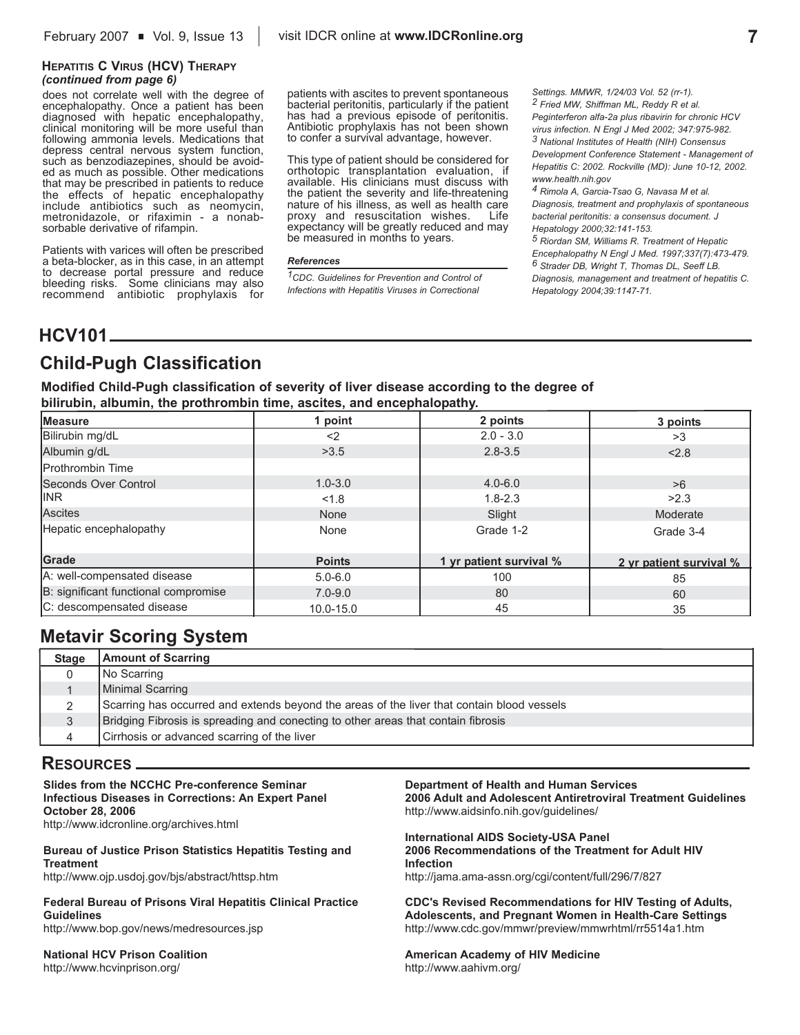### HEPATITIS C VIRUS (HCV) THERAPY
*(continued from page 6)*

does not correlate well with the degree of encephalopathy. Once a patient has been diagnosed with hepatic encephalopathy, clinical monitoring will be more useful than following ammonia levels. Medications that depress central nervous system function, such as benzodiazepines, should be avoided as much as possible. Other medications that may be prescribed in patients to reduce the effects of hepatic encephalopathy include antibiotics such as neomycin, metronidazole, or rifaximin - a nonabsorbable derivative of rifampin.

Patients with varices will often be prescribed a beta-blocker, as in this case, in an attempt to decrease portal pressure and reduce bleeding risks. Some clinicians may also recommend antibiotic prophylaxis for patients with ascites to prevent spontaneous bacterial peritonitis, particularly if the patient has had a previous episode of peritonitis. Antibiotic prophylaxis has not been shown to confer a survival advantage, however.

This type of patient should be considered for orthotopic transplantation evaluation, if available. His clinicians must discuss with the patient the severity and life-threatening nature of his illness, as well as health care proxy and resuscitation wishes. Life expectancy will be greatly reduced and may be measured in months to years.

#### References

*[1] CDC. Guidelines for Prevention and Control of Infections with Hepatitis Viruses in Correctional Settings. MMWR, 1/24/03 Vol. 52 (rr-1).*

*[2] Fried MW, Shiffman ML, Reddy R et al. Peginterferon alfa-2a plus ribavirin for chronic HCV virus infection. N Engl J Med 2002; 347:975-982.*

*[3] National Institutes of Health (NIH) Consensus Development Conference Statement - Management of Hepatitis C: 2002. Rockville (MD): June 10-12, 2002. www.health.nih.gov*

*[4] Rimola A, Garcia-Tsao G, Navasa M et al. Diagnosis, treatment and prophylaxis of spontaneous bacterial peritonitis: a consensus document. J Hepatology 2000;32:141-153.*

*[5] Riordan SM, Williams R. Treatment of Hepatic Encephalopathy N Engl J Med. 1997;337(7):473-479.*

*[6] Strader DB, Wright T, Thomas DL, Seeff LB. Diagnosis, management and treatment of hepatitis C. Hepatology 2004;39:1147-71.*

## HCV101

## Child-Pugh Classification

**Modified Child-Pugh classification of severity of liver disease according to the degree of bilirubin, albumin, the prothrombin time, ascites, and encephalopathy.**

| Measure | 1 point | 2 points | 3 points |
|---|---|---|---|
| Bilirubin mg/dL | <2 | 2.0 - 3.0 | >3 |
| Albumin g/dL | >3.5 | 2.8-3.5 | <2.8 |
| Prothrombin Time | | | |
| Seconds Over Control | 1.0-3.0 | 4.0-6.0 | >6 |
| INR | <1.8 | 1.8-2.3 | >2.3 |
| Ascites | None | Slight | Moderate |
| Hepatic encephalopathy | None | Grade 1-2 | Grade 3-4 |
| **Grade** | **Points** | **1 yr patient survival %** | **2 yr patient survival %** |
| A: well-compensated disease | 5.0-6.0 | 100 | 85 |
| B: significant functional compromise | 7.0-9.0 | 80 | 60 |
| C: descompensated disease | 10.0-15.0 | 45 | 35 |

## Metavir Scoring System

| Stage | Amount of Scarring |
|---|---|
| 0 | No Scarring |
| 1 | Minimal Scarring |
| 2 | Scarring has occurred and extends beyond the areas of the liver that contain blood vessels |
| 3 | Bridging Fibrosis is spreading and conecting to other areas that contain fibrosis |
| 4 | Cirrhosis or advanced scarring of the liver |

## RESOURCES

**Slides from the NCCHC Pre-conference Seminar Infectious Diseases in Corrections: An Expert Panel October 28, 2006**
http://www.idcronline.org/archives.html

**Bureau of Justice Prison Statistics Hepatitis Testing and Treatment**
http://www.ojp.usdoj.gov/bjs/abstract/httsp.htm

**Federal Bureau of Prisons Viral Hepatitis Clinical Practice Guidelines**
http://www.bop.gov/news/medresources.jsp

**National HCV Prison Coalition**
http://www.hcvinprison.org/

**Department of Health and Human Services 2006 Adult and Adolescent Antiretroviral Treatment Guidelines**
http://www.aidsinfo.nih.gov/guidelines/

**International AIDS Society-USA Panel 2006 Recommendations of the Treatment for Adult HIV Infection**
http://jama.ama-assn.org/cgi/content/full/296/7/827

**CDC's Revised Recommendations for HIV Testing of Adults, Adolescents, and Pregnant Women in Health-Care Settings**
http://www.cdc.gov/mmwr/preview/mmwrhtml/rr5514a1.htm

**American Academy of HIV Medicine**
http://www.aahivm.org/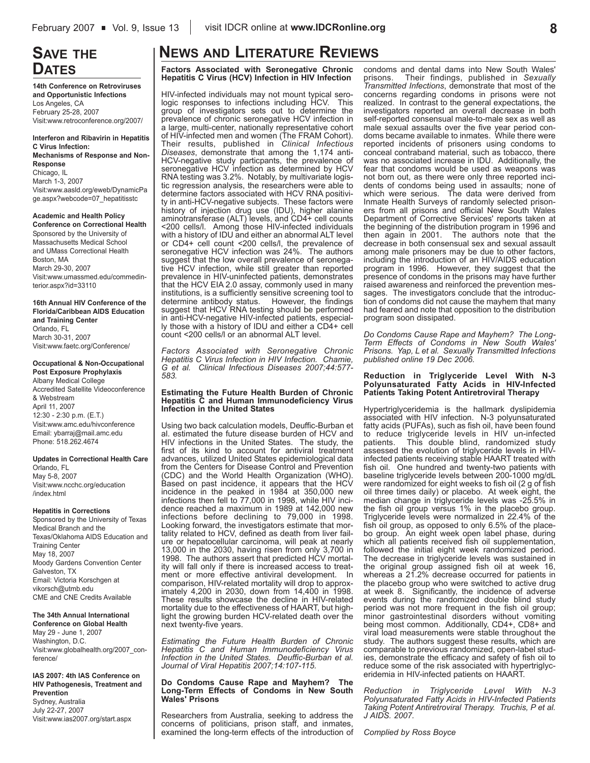# SAVE THE DATES

**14th Conference on Retroviruses and Opportunistic Infections**
Los Angeles, CA
February 25-28, 2007
Visit:www.retroconference.org/2007/

**Interferon and Ribavirin in Hepatitis C Virus Infection: Mechanisms of Response and Non-Response**
Chicago, IL
March 1-3, 2007
Visit:www.aasld.org/eweb/DynamicPage.aspx?webcode=07_hepatitisstc

**Academic and Health Policy Conference on Correctional Health**
Sponsored by the University of Massachusetts Medical School and UMass Correctional Health
Boston, MA
March 29-30, 2007
Visit:www.umassmed.edu/commedinterior.aspx?id=33110

**16th Annual HIV Conference of the Florida/Caribbean AIDS Education and Training Center**
Orlando, FL
March 30-31, 2007
Visit:www.faetc.org/Conference/

**Occupational & Non-Occupational Post Exposure Prophylaxis**
Albany Medical College
Accredited Satellite Videoconference & Webstream
April 11, 2007
12:30 - 2:30 p.m. (E.T.)
Visit:www.amc.edu/hivconference
Email: ybarraj@mail.amc.edu
Phone: 518.262.4674

**Updates in Correctional Health Care**
Orlando, FL
May 5-8, 2007
Visit:www.ncchc.org/education/index.html

**Hepatitis in Corrections**
Sponsored by the University of Texas Medical Branch and the Texas/Oklahoma AIDS Education and Training Center
May 18, 2007
Moody Gardens Convention Center
Galveston, TX
Email: Victoria Korschgen at vikorsch@utmb.edu
CME and CNE Credits Available

**The 34th Annual International Conference on Global Health**
May 29 - June 1, 2007
Washington, D.C.
Visit:www.globalhealth.org/2007_conference/

**IAS 2007: 4th IAS Conference on HIV Pathogenesis, Treatment and Prevention**
Sydney, Australia
July 22-27, 2007
Visit:www.ias2007.org/start.aspx

# NEWS AND LITERATURE REVIEWS

### Factors Associated with Seronegative Chronic Hepatitis C Virus (HCV) Infection in HIV Infection

HIV-infected individuals may not mount typical serologic responses to infections including HCV. This group of investigators sets out to determine the prevalence of chronic seronegative HCV infection in a large, multi-center, nationally representative cohort of HIV-infected men and women (The FRAM Cohort). Their results, published in *Clinical Infectious Diseases*, demonstrate that among the 1,174 anti-HCV-negative study particpants, the prevalence of seronegative HCV infection as determined by HCV RNA testing was 3.2%. Notably, by multivariate logistic regression analysis, the researchers were able to determine factors associated with HCV RNA positivity in anti-HCV-negative subjects. These factors were history of injection drug use (IDU), higher alanine aminotransferase (ALT) levels, and CD4+ cell counts <200 cells/l. Among those HIV-infected individuals with a history of IDU and either an abnormal ALT level or CD4+ cell count <200 cells/l, the prevalence of seronegative HCV infection was 24%. The authors suggest that the low overall prevalence of seronegative HCV infection, while still greater than reported prevalence in HIV-uninfected patients, demonstrates that the HCV EIA 2.0 assay, commonly used in many institutions, is a sufficiently sensitive screening tool to determine antibody status. However, the findings suggest that HCV RNA testing should be performed in anti-HCV-negative HIV-infected patients, especially those with a history of IDU and either a CD4+ cell count <200 cells/l or an abnormal ALT level.

*Factors Associated with Seronegative Chronic Hepatitis C Virus Infection in HIV Infection. Chamie, G et al. Clinical Infectious Diseases 2007;44:577-583.*

### Estimating the Future Health Burden of Chronic Hepatitis C and Human Immunodeficiency Virus Infection in the United States

Using two back calculation models, Deuffic-Burban et al. estimated the future disease burden of HCV and HIV infections in the United States. The study, the first of its kind to account for antiviral treatment advances, utilized United States epidemiological data from the Centers for Disease Control and Prevention (CDC) and the World Health Organization (WHO). Based on past incidence, it appears that the HCV incidence in the peaked in 1984 at 350,000 new infections then fell to 77,000 in 1998, while HIV incidence reached a maximum in 1989 at 142,000 new infections before declining to 79,000 in 1998. Looking forward, the investigators estimate that mortality related to HCV, defined as death from liver failure or hepatocellular carcinoma, will peak at nearly 13,000 in the 2030, having risen from only 3,700 in 1998. The authors assert that predicted HCV mortality will fall only if there is increased access to treatment or more effective antiviral development. In comparison, HIV-related mortality will drop to approximately 4,200 in 2030, down from 14,400 in 1998. These results showcase the decline in HIV-related mortality due to the effectiveness of HAART, but highlight the growing burden HCV-related death over the next twenty-five years.

*Estimating the Future Health Burden of Chronic Hepatitis C and Human Immunodeficiency Virus Infection in the United States. Deuffic-Burban et al. Journal of Viral Hepatitis 2007;14:107-115.*

### Do Condoms Cause Rape and Mayhem? The Long-Term Effects of Condoms in New South Wales' Prisons

Researchers from Australia, seeking to address the concerns of politicians, prison staff, and inmates, examined the long-term effects of the introduction of condoms and dental dams into New South Wales' prisons. Their findings, published in *Sexually Transmitted Infections*, demonstrate that most of the concerns regarding condoms in prisons were not realized. In contrast to the general expectations, the investigators reported an overall decrease in both self-reported consensual male-to-male sex as well as male sexual assaults over the five year period condoms became available to inmates. While there were reported incidents of prisoners using condoms to conceal contraband material, such as tobacco, there was no associated increase in IDU. Additionally, the fear that condoms would be used as weapons was not born out, as there were only three reported incidents of condoms being used in assaults; none of which were serious. The data were derived from Inmate Health Surveys of randomly selected prisoners from all prisons and official New South Wales Department of Corrective Services' reports taken at the beginning of the distribution program in 1996 and then again in 2001. The authors note that the decrease in both consensual sex and sexual assault among male prisoners may be due to other factors, including the introduction of an HIV/AIDS education program in 1996. However, they suggest that the presence of condoms in the prisons may have further raised awareness and reinforced the prevention messages. The investigators conclude that the introduction of condoms did not cause the mayhem that many had feared and note that opposition to the distribution program soon dissipated.

*Do Condoms Cause Rape and Mayhem? The Long-Term Effects of Condoms in New South Wales' Prisons. Yap, L et al. Sexually Transmitted Infections published online 19 Dec 2006.*

### Reduction in Triglyceride Level With N-3 Polyunsaturated Fatty Acids in HIV-Infected Patients Taking Potent Antiretroviral Therapy

Hypertriglyceridemia is the hallmark dyslipidemia associated with HIV infection. N-3 polyunsaturated fatty acids (PUFAs), such as fish oil, have been found to reduce triglyceride levels in HIV un-infected patients. This double blind, randomized study assessed the evolution of triglyceride levels in HIV-infected patients receiving stable HAART treated with fish oil. One hundred and twenty-two patients with baseline triglyceride levels between 200-1000 mg/dL were randomized for eight weeks to fish oil (2 g of fish oil three times daily) or placebo. At week eight, the median change in triglyceride levels was -25.5% in the fish oil group versus 1% in the placebo group. Triglyceride levels were normalized in 22.4% of the fish oil group, as opposed to only 6.5% of the placebo group. An eight week open label phase, during which all patients received fish oil supplementation, followed the initial eight week randomized period. The decrease in triglyceride levels was sustained in the original group assigned fish oil at week 16, whereas a 21.2% decrease occurred for patients in the placebo group who were switched to active drug at week 8. Significantly, the incidence of adverse events during the randomized double blind study period was not more frequent in the fish oil group; minor gastrointestinal disorders without vomiting being most common. Additionally, CD4+, CD8+ and viral load measurements were stable throughout the study. The authors suggest these results, which are comparable to previous randomized, open-label studies, demonstrate the efficacy and safety of fish oil to reduce some of the risk associated with hypertriglyceridemia in HIV-infected patients on HAART.

*Reduction in Triglyceride Level With N-3 Polyunsaturated Fatty Acids in HIV-Infected Patients Taking Potent Antiretroviral Therapy. Truchis, P et al. J AIDS. 2007.*

*Complied by Ross Boyce*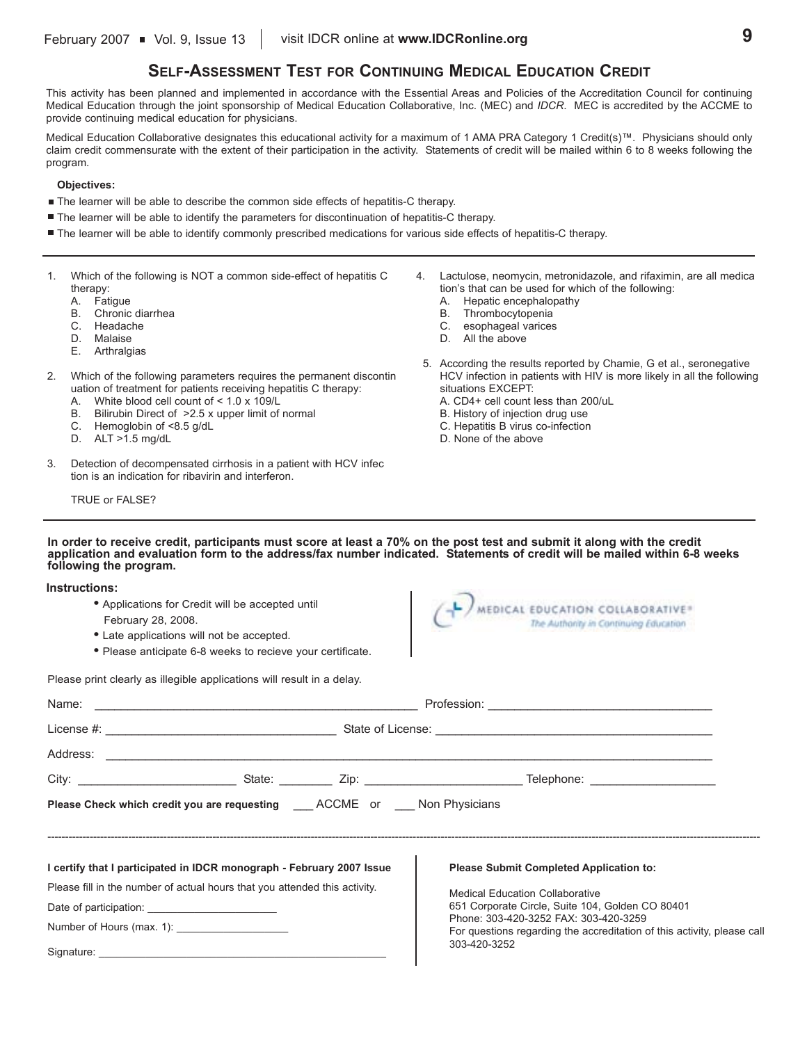## Self-Assessment Test for Continuing Medical Education Credit

This activity has been planned and implemented in accordance with the Essential Areas and Policies of the Accreditation Council for continuing Medical Education through the joint sponsorship of Medical Education Collaborative, Inc. (MEC) and *IDCR*. MEC is accredited by the ACCME to provide continuing medical education for physicians.

Medical Education Collaborative designates this educational activity for a maximum of 1 AMA PRA Category 1 Credit(s)™. Physicians should only claim credit commensurate with the extent of their participation in the activity. Statements of credit will be mailed within 6 to 8 weeks following the program.

**Objectives:**

- The learner will be able to describe the common side effects of hepatitis-C therapy.
- The learner will be able to identify the parameters for discontinuation of hepatitis-C therapy.
- The learner will be able to identify commonly prescribed medications for various side effects of hepatitis-C therapy.

---

1. Which of the following is NOT a common side-effect of hepatitis C therapy:
   - A. Fatigue
   - B. Chronic diarrhea
   - C. Headache
   - D. Malaise
   - E. Arthralgias

2. Which of the following parameters requires the permanent discontin uation of treatment for patients receiving hepatitis C therapy:
   - A. White blood cell count of < 1.0 x 109/L
   - B. Bilirubin Direct of >2.5 x upper limit of normal
   - C. Hemoglobin of <8.5 g/dL
   - D. ALT >1.5 mg/dL

3. Detection of decompensated cirrhosis in a patient with HCV infec tion is an indication for ribavirin and interferon.

   TRUE or FALSE?

4. Lactulose, neomycin, metronidazole, and rifaximin, are all medica tion's that can be used for which of the following:
   - A. Hepatic encephalopathy
   - B. Thrombocytopenia
   - C. esophageal varices
   - D. All the above

5. According the results reported by Chamie, G et al., seronegative HCV infection in patients with HIV is more likely in all the following situations EXCEPT:
   - A. CD4+ cell count less than 200/uL
   - B. History of injection drug use
   - C. Hepatitis B virus co-infection
   - D. None of the above

---

**In order to receive credit, participants must score at least a 70% on the post test and submit it along with the credit application and evaluation form to the address/fax number indicated. Statements of credit will be mailed within 6-8 weeks following the program.**

**Instructions:**

- Applications for Credit will be accepted until February 28, 2008.
- Late applications will not be accepted.
- Please anticipate 6-8 weeks to recieve your certificate.

MEDICAL EDUCATION COLLABORATIVE®
*The Authority in Continuing Education*

Please print clearly as illegible applications will result in a delay.

Name: ______________________ Profession: ______________________

License #: ______________________ State of License: ______________________

Address: ______________________________________________

City: ______________ State: ________ Zip: ______________ Telephone: ______________

**Please Check which credit you are requesting** ___ ACCME or ___ Non Physicians

---

**I certify that I participated in IDCR monograph - February 2007 Issue**

Please fill in the number of actual hours that you attended this activity.

Date of participation: ______________________

Number of Hours (max. 1): ______________________

Signature: ______________________

**Please Submit Completed Application to:**

Medical Education Collaborative
651 Corporate Circle, Suite 104, Golden CO 80401
Phone: 303-420-3252 FAX: 303-420-3259
For questions regarding the accreditation of this activity, please call 303-420-3252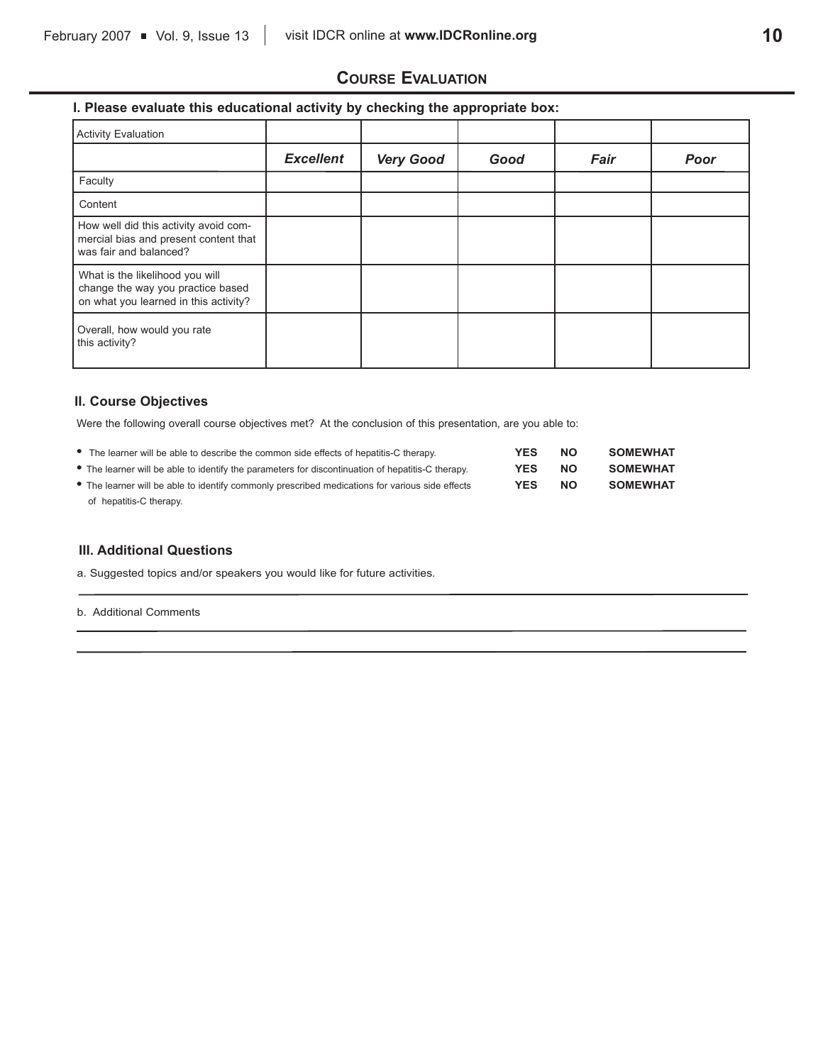## Course Evaluation

**I. Please evaluate this educational activity by checking the appropriate box:**

| Activity Evaluation | | | | | |
|---|---|---|---|---|---|
| | ***Excellent*** | ***Very Good*** | ***Good*** | ***Fair*** | ***Poor*** |
| Faculty | | | | | |
| Content | | | | | |
| How well did this activity avoid commercial bias and present content that was fair and balanced? | | | | | |
| What is the likelihood you will change the way you practice based on what you learned in this activity? | | | | | |
| Overall, how would you rate this activity? | | | | | |

**II. Course Objectives**

Were the following overall course objectives met? At the conclusion of this presentation, are you able to:

- The learner will be able to describe the common side effects of hepatitis-C therapy. **YES NO SOMEWHAT**
- The learner will be able to identify the parameters for discontinuation of hepatitis-C therapy. **YES NO SOMEWHAT**
- The learner will be able to identify commonly prescribed medications for various side effects of hepatitis-C therapy. **YES NO SOMEWHAT**

**III. Additional Questions**

a. Suggested topics and/or speakers you would like for future activities.

______________________________________________________________

b. Additional Comments

______________________________________________________________

______________________________________________________________